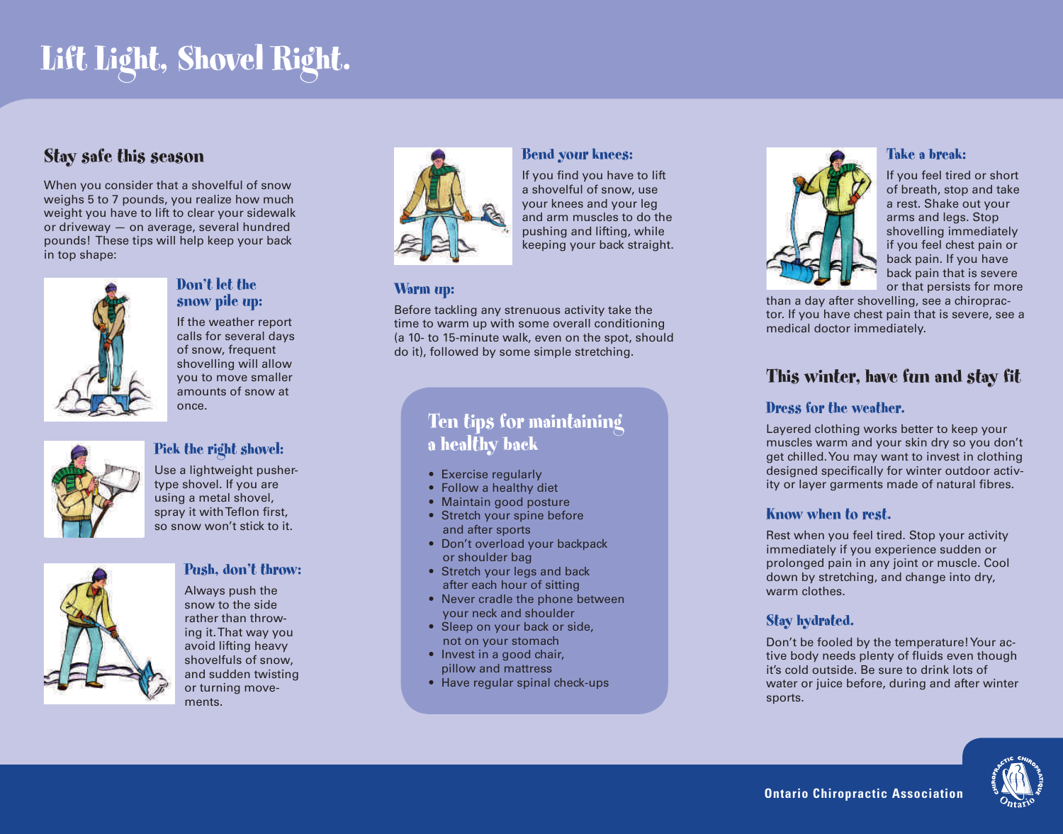# Lift Light, Shovel Right.

## Stay safe this season

When you consider that a shovelful of snow weighs 5 to 7 pounds, you realize how much weight you have to lift to clear your sidewalk or driveway — on average, several hundred pounds! These tips will help keep your back in top shape:

### Don't let the snow pile up:

If the weather report calls for several days of snow, frequent shovelling will allow you to move smaller amounts of snow at once.

### Pick the right shovel:

Use a lightweight pusher-type shovel. If you are using a metal shovel, spray it with Teflon first, so snow won't stick to it.

### Push, don't throw:

Always push the snow to the side rather than throwing it. That way you avoid lifting heavy shovelfuls of snow, and sudden twisting or turning movements.

### Bend your knees:

If you find you have to lift a shovelful of snow, use your knees and your leg and arm muscles to do the pushing and lifting, while keeping your back straight.

### Warm up:

Before tackling any strenuous activity take the time to warm up with some overall conditioning (a 10- to 15-minute walk, even on the spot, should do it), followed by some simple stretching.

## Ten tips for maintaining a healthy back

- Exercise regularly
- Follow a healthy diet
- Maintain good posture
- Stretch your spine before and after sports
- Don't overload your backpack or shoulder bag
- Stretch your legs and back after each hour of sitting
- Never cradle the phone between your neck and shoulder
- Sleep on your back or side, not on your stomach
- Invest in a good chair, pillow and mattress
- Have regular spinal check-ups

### Take a break:

If you feel tired or short of breath, stop and take a rest. Shake out your arms and legs. Stop shovelling immediately if you feel chest pain or back pain. If you have back pain that is severe or that persists for more than a day after shovelling, see a chiropractor. If you have chest pain that is severe, see a medical doctor immediately.

## This winter, have fun and stay fit

### Dress for the weather.

Layered clothing works better to keep your muscles warm and your skin dry so you don't get chilled. You may want to invest in clothing designed specifically for winter outdoor activity or layer garments made of natural fibres.

### Know when to rest.

Rest when you feel tired. Stop your activity immediately if you experience sudden or prolonged pain in any joint or muscle. Cool down by stretching, and change into dry, warm clothes.

### Stay hydrated.

Don't be fooled by the temperature! Your active body needs plenty of fluids even though it's cold outside. Be sure to drink lots of water or juice before, during and after winter sports.

**Ontario Chiropractic Association**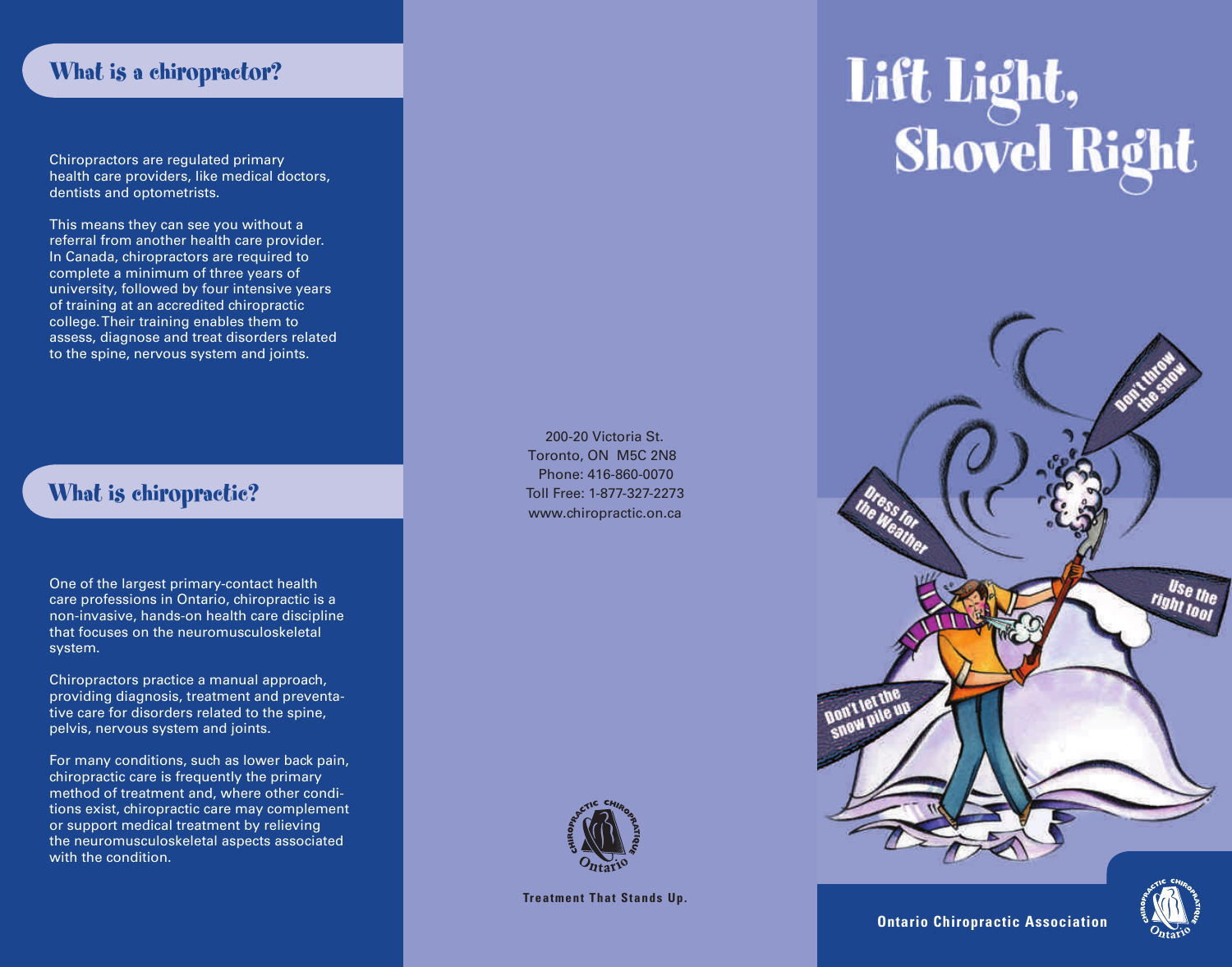## What is a chiropractor?

Chiropractors are regulated primary health care providers, like medical doctors, dentists and optometrists.

This means they can see you without a referral from another health care provider. In Canada, chiropractors are required to complete a minimum of three years of university, followed by four intensive years of training at an accredited chiropractic college. Their training enables them to assess, diagnose and treat disorders related to the spine, nervous system and joints.

## What is chiropractic?

One of the largest primary-contact health care professions in Ontario, chiropractic is a non-invasive, hands-on health care discipline that focuses on the neuromusculoskeletal system.

Chiropractors practice a manual approach, providing diagnosis, treatment and preventative care for disorders related to the spine, pelvis, nervous system and joints.

For many conditions, such as lower back pain, chiropractic care is frequently the primary method of treatment and, where other conditions exist, chiropractic care may complement or support medical treatment by relieving the neuromusculoskeletal aspects associated with the condition.

200-20 Victoria St.
Toronto, ON M5C 2N8
Phone: 416-860-0070
Toll Free: 1-877-327-2273
www.chiropractic.on.ca

**Treatment That Stands Up.**

# Lift Light, Shovel Right

Don't throw the snow

Dress for the Weather

Use the right tool

Don't let the snow pile up

**Ontario Chiropractic Association**